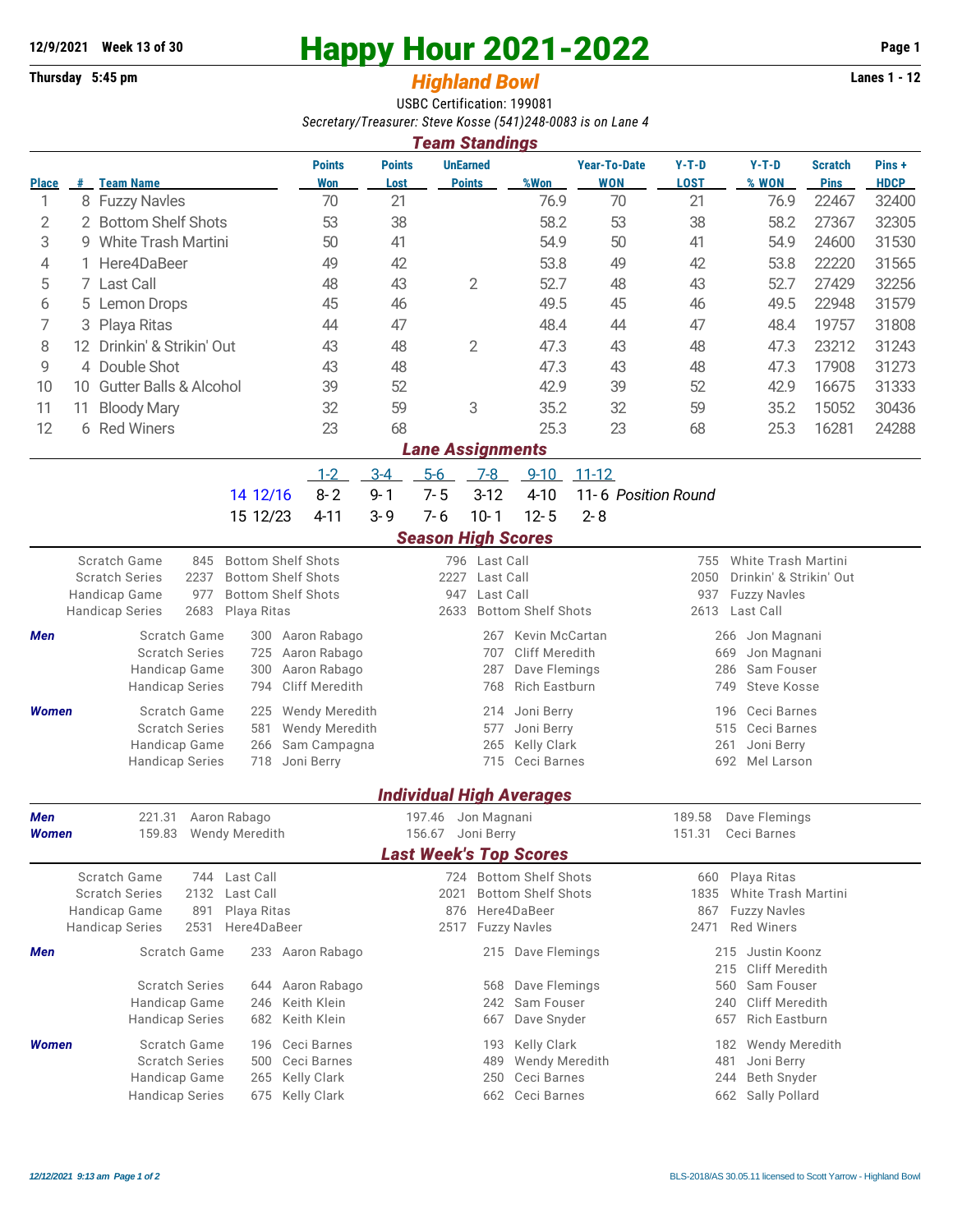12/9/2021 Week 13 of 30

Thursday 5:45 pm

# Happy Hour 2021-2022

## *Highland Bowl*

Lanes 1 - 12

USBC Certification: 199081

*Secretary/Treasurer: Steve Kosse (541)248-0083 is on Lane 4*

## *Team Standings*

| Place | # | Team Name | Points Won | Points Lost | UnEarned Points | %Won | Year-To-Date WON | Y-T-D LOST | Y-T-D % WON | Scratch Pins | Pins + HDCP |
|---|---|---|---|---|---|---|---|---|---|---|---|
| 1 | 8 | Fuzzy Navles | 70 | 21 | | 76.9 | 70 | 21 | 76.9 | 22467 | 32400 |
| 2 | 2 | Bottom Shelf Shots | 53 | 38 | | 58.2 | 53 | 38 | 58.2 | 27367 | 32305 |
| 3 | 9 | White Trash Martini | 50 | 41 | | 54.9 | 50 | 41 | 54.9 | 24600 | 31530 |
| 4 | 1 | Here4DaBeer | 49 | 42 | | 53.8 | 49 | 42 | 53.8 | 22220 | 31565 |
| 5 | 7 | Last Call | 48 | 43 | 2 | 52.7 | 48 | 43 | 52.7 | 27429 | 32256 |
| 6 | 5 | Lemon Drops | 45 | 46 | | 49.5 | 45 | 46 | 49.5 | 22948 | 31579 |
| 7 | 3 | Playa Ritas | 44 | 47 | | 48.4 | 44 | 47 | 48.4 | 19757 | 31808 |
| 8 | 12 | Drinkin' & Strikin' Out | 43 | 48 | 2 | 47.3 | 43 | 48 | 47.3 | 23212 | 31243 |
| 9 | 4 | Double Shot | 43 | 48 | | 47.3 | 43 | 48 | 47.3 | 17908 | 31273 |
| 10 | 10 | Gutter Balls & Alcohol | 39 | 52 | | 42.9 | 39 | 52 | 42.9 | 16675 | 31333 |
| 11 | 11 | Bloody Mary | 32 | 59 | 3 | 35.2 | 32 | 59 | 35.2 | 15052 | 30436 |
| 12 | 6 | Red Winers | 23 | 68 | | 25.3 | 23 | 68 | 25.3 | 16281 | 24288 |

## *Lane Assignments*

| | 1-2 | 3-4 | 5-6 | 7-8 | 9-10 | 11-12 | |
|---|---|---|---|---|---|---|---|
| 14 12/16 | 8- 2 | 9- 1 | 7- 5 | 3-12 | 4-10 | 11- 6 | *Position Round* |
| 15 12/23 | 4-11 | 3- 9 | 7- 6 | 10- 1 | 12- 5 | 2- 8 | |

## *Season High Scores*

| | | | | | | |
|---|---|---|---|---|---|---|
| Scratch Game | 845 | Bottom Shelf Shots | 796 | Last Call | 755 | White Trash Martini |
| Scratch Series | 2237 | Bottom Shelf Shots | 2227 | Last Call | 2050 | Drinkin' & Strikin' Out |
| Handicap Game | 977 | Bottom Shelf Shots | 947 | Last Call | 937 | Fuzzy Navles |
| Handicap Series | 2683 | Playa Ritas | 2633 | Bottom Shelf Shots | 2613 | Last Call |

| | | | | | | | |
|---|---|---|---|---|---|---|---|
| ***Men*** | Scratch Game | 300 | Aaron Rabago | 267 | Kevin McCartan | 266 | Jon Magnani |
| | Scratch Series | 725 | Aaron Rabago | 707 | Cliff Meredith | 669 | Jon Magnani |
| | Handicap Game | 300 | Aaron Rabago | 287 | Dave Flemings | 286 | Sam Fouser |
| | Handicap Series | 794 | Cliff Meredith | 768 | Rich Eastburn | 749 | Steve Kosse |
| ***Women*** | Scratch Game | 225 | Wendy Meredith | 214 | Joni Berry | 196 | Ceci Barnes |
| | Scratch Series | 581 | Wendy Meredith | 577 | Joni Berry | 515 | Ceci Barnes |
| | Handicap Game | 266 | Sam Campagna | 265 | Kelly Clark | 261 | Joni Berry |
| | Handicap Series | 718 | Joni Berry | 715 | Ceci Barnes | 692 | Mel Larson |

## *Individual High Averages*

| | | | | | | |
|---|---|---|---|---|---|---|
| ***Men*** | 221.31 | Aaron Rabago | 197.46 | Jon Magnani | 189.58 | Dave Flemings |
| ***Women*** | 159.83 | Wendy Meredith | 156.67 | Joni Berry | 151.31 | Ceci Barnes |

## *Last Week's Top Scores*

| | | | | | | |
|---|---|---|---|---|---|---|
| Scratch Game | 744 | Last Call | 724 | Bottom Shelf Shots | 660 | Playa Ritas |
| Scratch Series | 2132 | Last Call | 2021 | Bottom Shelf Shots | 1835 | White Trash Martini |
| Handicap Game | 891 | Playa Ritas | 876 | Here4DaBeer | 867 | Fuzzy Navles |
| Handicap Series | 2531 | Here4DaBeer | 2517 | Fuzzy Navles | 2471 | Red Winers |

| | | | | | | | |
|---|---|---|---|---|---|---|---|
| ***Men*** | Scratch Game | 233 | Aaron Rabago | 215 | Dave Flemings | 215 | Justin Koonz |
| | | | | | | 215 | Cliff Meredith |
| | Scratch Series | 644 | Aaron Rabago | 568 | Dave Flemings | 560 | Sam Fouser |
| | Handicap Game | 246 | Keith Klein | 242 | Sam Fouser | 240 | Cliff Meredith |
| | Handicap Series | 682 | Keith Klein | 667 | Dave Snyder | 657 | Rich Eastburn |
| ***Women*** | Scratch Game | 196 | Ceci Barnes | 193 | Kelly Clark | 182 | Wendy Meredith |
| | Scratch Series | 500 | Ceci Barnes | 489 | Wendy Meredith | 481 | Joni Berry |
| | Handicap Game | 265 | Kelly Clark | 250 | Ceci Barnes | 244 | Beth Snyder |
| | Handicap Series | 675 | Kelly Clark | 662 | Ceci Barnes | 662 | Sally Pollard |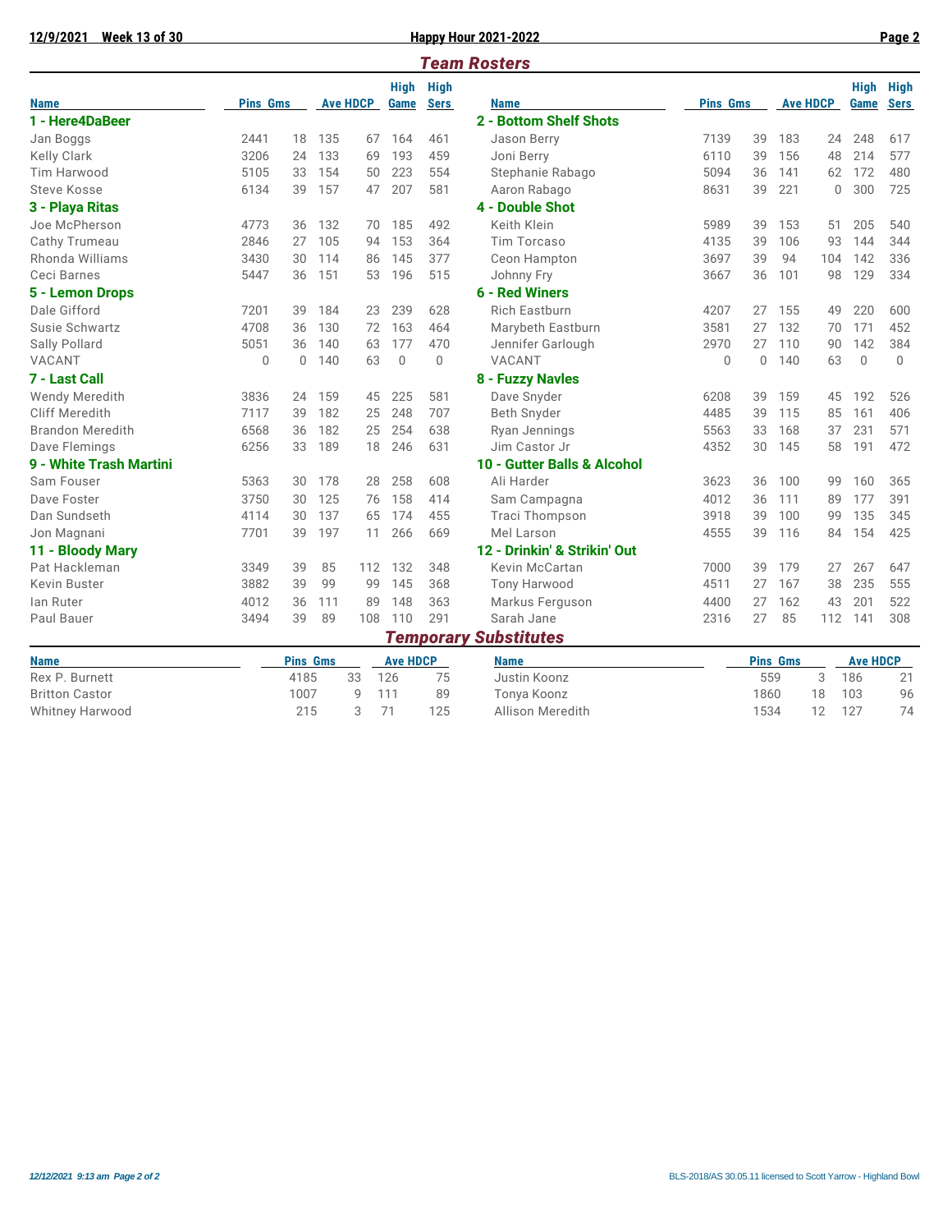## Team Rosters

| Name | Pins | Gms | Ave | HDCP | High Game | High Sers |
|---|---|---|---|---|---|---|
| **1 - Here4DaBeer** | | | | | | |
| Jan Boggs | 2441 | 18 | 135 | 67 | 164 | 461 |
| Kelly Clark | 3206 | 24 | 133 | 69 | 193 | 459 |
| Tim Harwood | 5105 | 33 | 154 | 50 | 223 | 554 |
| Steve Kosse | 6134 | 39 | 157 | 47 | 207 | 581 |
| **2 - Bottom Shelf Shots** | | | | | | |
| Jason Berry | 7139 | 39 | 183 | 24 | 248 | 617 |
| Joni Berry | 6110 | 39 | 156 | 48 | 214 | 577 |
| Stephanie Rabago | 5094 | 36 | 141 | 62 | 172 | 480 |
| Aaron Rabago | 8631 | 39 | 221 | 0 | 300 | 725 |
| **3 - Playa Ritas** | | | | | | |
| Joe McPherson | 4773 | 36 | 132 | 70 | 185 | 492 |
| Cathy Trumeau | 2846 | 27 | 105 | 94 | 153 | 364 |
| Rhonda Williams | 3430 | 30 | 114 | 86 | 145 | 377 |
| Ceci Barnes | 5447 | 36 | 151 | 53 | 196 | 515 |
| **4 - Double Shot** | | | | | | |
| Keith Klein | 5989 | 39 | 153 | 51 | 205 | 540 |
| Tim Torcaso | 4135 | 39 | 106 | 93 | 144 | 344 |
| Ceon Hampton | 3697 | 39 | 94 | 104 | 142 | 336 |
| Johnny Fry | 3667 | 36 | 101 | 98 | 129 | 334 |
| **5 - Lemon Drops** | | | | | | |
| Dale Gifford | 7201 | 39 | 184 | 23 | 239 | 628 |
| Susie Schwartz | 4708 | 36 | 130 | 72 | 163 | 464 |
| Sally Pollard | 5051 | 36 | 140 | 63 | 177 | 470 |
| VACANT | 0 | 0 | 140 | 63 | 0 | 0 |
| **6 - Red Winers** | | | | | | |
| Rich Eastburn | 4207 | 27 | 155 | 49 | 220 | 600 |
| Marybeth Eastburn | 3581 | 27 | 132 | 70 | 171 | 452 |
| Jennifer Garlough | 2970 | 27 | 110 | 90 | 142 | 384 |
| VACANT | 0 | 0 | 140 | 63 | 0 | 0 |
| **7 - Last Call** | | | | | | |
| Wendy Meredith | 3836 | 24 | 159 | 45 | 225 | 581 |
| Cliff Meredith | 7117 | 39 | 182 | 25 | 248 | 707 |
| Brandon Meredith | 6568 | 36 | 182 | 25 | 254 | 638 |
| Dave Flemings | 6256 | 33 | 189 | 18 | 246 | 631 |
| **8 - Fuzzy Navles** | | | | | | |
| Dave Snyder | 6208 | 39 | 159 | 45 | 192 | 526 |
| Beth Snyder | 4485 | 39 | 115 | 85 | 161 | 406 |
| Ryan Jennings | 5563 | 33 | 168 | 37 | 231 | 571 |
| Jim Castor Jr | 4352 | 30 | 145 | 58 | 191 | 472 |
| **9 - White Trash Martini** | | | | | | |
| Sam Fouser | 5363 | 30 | 178 | 28 | 258 | 608 |
| Dave Foster | 3750 | 30 | 125 | 76 | 158 | 414 |
| Dan Sundseth | 4114 | 30 | 137 | 65 | 174 | 455 |
| Jon Magnani | 7701 | 39 | 197 | 11 | 266 | 669 |
| **10 - Gutter Balls & Alcohol** | | | | | | |
| Ali Harder | 3623 | 36 | 100 | 99 | 160 | 365 |
| Sam Campagna | 4012 | 36 | 111 | 89 | 177 | 391 |
| Traci Thompson | 3918 | 39 | 100 | 99 | 135 | 345 |
| Mel Larson | 4555 | 39 | 116 | 84 | 154 | 425 |
| **11 - Bloody Mary** | | | | | | |
| Pat Hackleman | 3349 | 39 | 85 | 112 | 132 | 348 |
| Kevin Buster | 3882 | 39 | 99 | 99 | 145 | 368 |
| Ian Ruter | 4012 | 36 | 111 | 89 | 148 | 363 |
| Paul Bauer | 3494 | 39 | 89 | 108 | 110 | 291 |
| **12 - Drinkin' & Strikin' Out** | | | | | | |
| Kevin McCartan | 7000 | 39 | 179 | 27 | 267 | 647 |
| Tony Harwood | 4511 | 27 | 167 | 38 | 235 | 555 |
| Markus Ferguson | 4400 | 27 | 162 | 43 | 201 | 522 |
| Sarah Jane | 2316 | 27 | 85 | 112 | 141 | 308 |

## Temporary Substitutes

| Name | Pins | Gms | Ave | HDCP |
|---|---|---|---|---|
| Rex P. Burnett | 4185 | 33 | 126 | 75 |
| Britton Castor | 1007 | 9 | 111 | 89 |
| Whitney Harwood | 215 | 3 | 71 | 125 |
| Justin Koonz | 559 | 3 | 186 | 21 |
| Tonya Koonz | 1860 | 18 | 103 | 96 |
| Allison Meredith | 1534 | 12 | 127 | 74 |